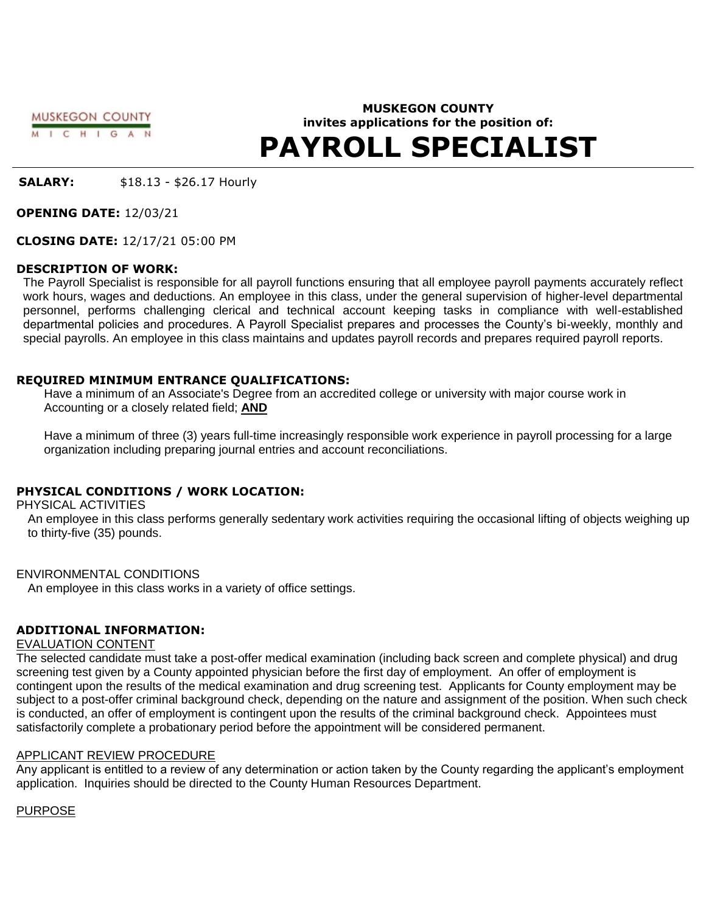MUSKEGON COUNTY
MICHIGAN

**MUSKEGON COUNTY**
**invites applications for the position of:**

# PAYROLL SPECIALIST

**SALARY:** $18.13 - $26.17 Hourly

**OPENING DATE:** 12/03/21

**CLOSING DATE:** 12/17/21 05:00 PM

**DESCRIPTION OF WORK:**

The Payroll Specialist is responsible for all payroll functions ensuring that all employee payroll payments accurately reflect work hours, wages and deductions. An employee in this class, under the general supervision of higher-level departmental personnel, performs challenging clerical and technical account keeping tasks in compliance with well-established departmental policies and procedures. A Payroll Specialist prepares and processes the County's bi-weekly, monthly and special payrolls. An employee in this class maintains and updates payroll records and prepares required payroll reports.

**REQUIRED MINIMUM ENTRANCE QUALIFICATIONS:**

Have a minimum of an Associate's Degree from an accredited college or university with major course work in Accounting or a closely related field; **AND**

Have a minimum of three (3) years full-time increasingly responsible work experience in payroll processing for a large organization including preparing journal entries and account reconciliations.

**PHYSICAL CONDITIONS / WORK LOCATION:**

PHYSICAL ACTIVITIES

An employee in this class performs generally sedentary work activities requiring the occasional lifting of objects weighing up to thirty-five (35) pounds.

ENVIRONMENTAL CONDITIONS

An employee in this class works in a variety of office settings.

**ADDITIONAL INFORMATION:**

EVALUATION CONTENT

The selected candidate must take a post-offer medical examination (including back screen and complete physical) and drug screening test given by a County appointed physician before the first day of employment. An offer of employment is contingent upon the results of the medical examination and drug screening test. Applicants for County employment may be subject to a post-offer criminal background check, depending on the nature and assignment of the position. When such check is conducted, an offer of employment is contingent upon the results of the criminal background check. Appointees must satisfactorily complete a probationary period before the appointment will be considered permanent.

APPLICANT REVIEW PROCEDURE

Any applicant is entitled to a review of any determination or action taken by the County regarding the applicant's employment application. Inquiries should be directed to the County Human Resources Department.

PURPOSE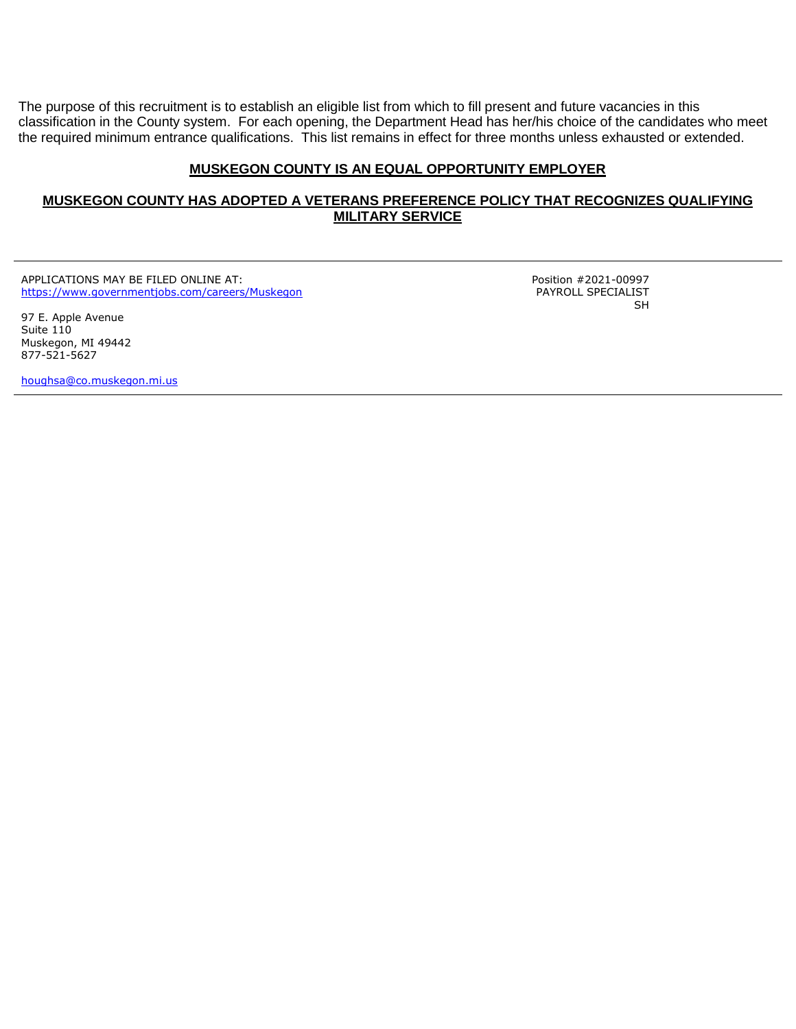The purpose of this recruitment is to establish an eligible list from which to fill present and future vacancies in this classification in the County system. For each opening, the Department Head has her/his choice of the candidates who meet the required minimum entrance qualifications. This list remains in effect for three months unless exhausted or extended.

**MUSKEGON COUNTY IS AN EQUAL OPPORTUNITY EMPLOYER**

**MUSKEGON COUNTY HAS ADOPTED A VETERANS PREFERENCE POLICY THAT RECOGNIZES QUALIFYING MILITARY SERVICE**

---

APPLICATIONS MAY BE FILED ONLINE AT:
https://www.governmentjobs.com/careers/Muskegon

97 E. Apple Avenue
Suite 110
Muskegon, MI 49442
877-521-5627

houghsa@co.muskegon.mi.us

Position #2021-00997
PAYROLL SPECIALIST
SH

---